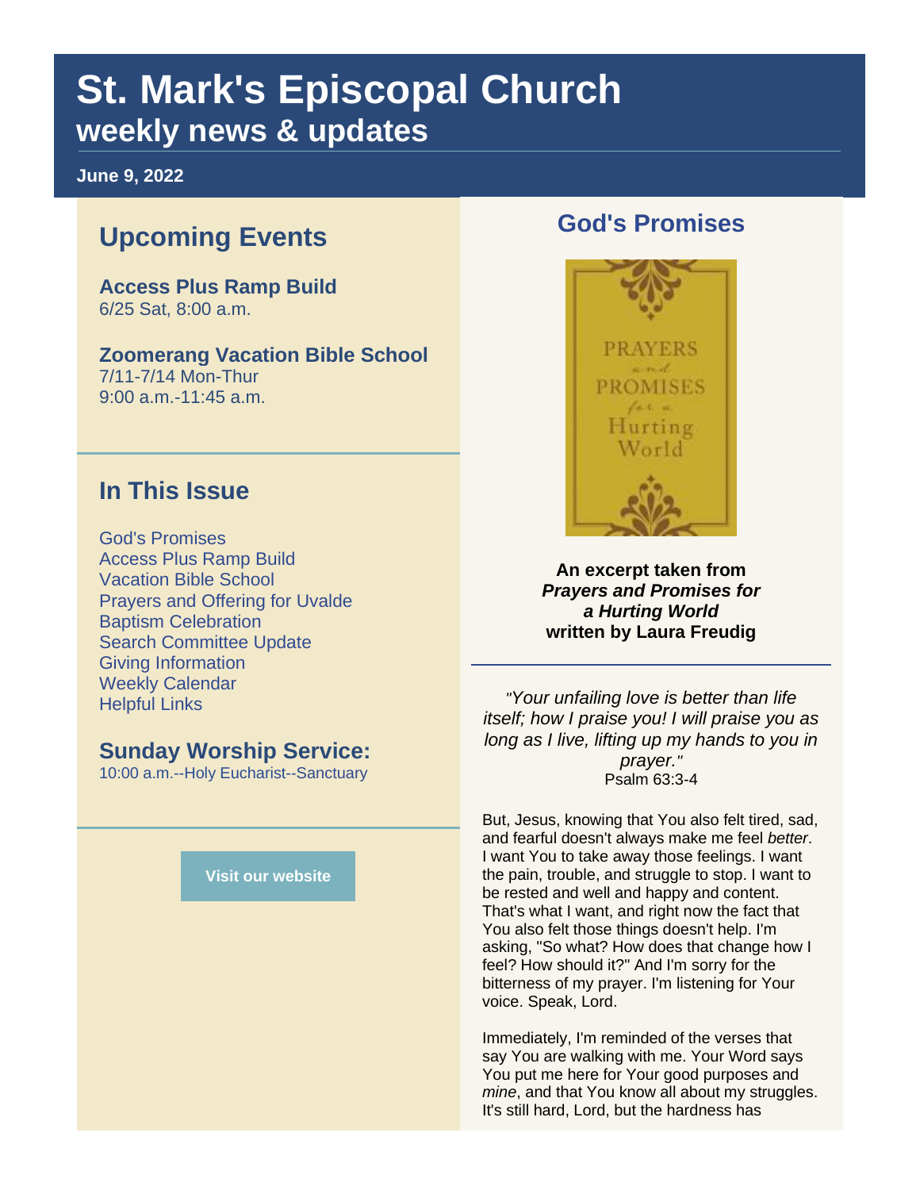# St. Mark's Episcopal Church

## weekly news & updates

**June 9, 2022**

## Upcoming Events

**Access Plus Ramp Build**
6/25 Sat, 8:00 a.m.

**Zoomerang Vacation Bible School**
7/11-7/14 Mon-Thur
9:00 a.m.-11:45 a.m.

## In This Issue

God's Promises
Access Plus Ramp Build
Vacation Bible School
Prayers and Offering for Uvalde
Baptism Celebration
Search Committee Update
Giving Information
Weekly Calendar
Helpful Links

## Sunday Worship Service:

10:00 a.m.--Holy Eucharist--Sanctuary

Visit our website

## God's Promises

**An excerpt taken from *Prayers and Promises for a Hurting World* written by Laura Freudig**

*"Your unfailing love is better than life itself; how I praise you! I will praise you as long as I live, lifting up my hands to you in prayer."*
Psalm 63:3-4

But, Jesus, knowing that You also felt tired, sad, and fearful doesn't always make me feel *better*. I want You to take away those feelings. I want the pain, trouble, and struggle to stop. I want to be rested and well and happy and content. That's what I want, and right now the fact that You also felt those things doesn't help. I'm asking, "So what? How does that change how I feel? How should it?" And I'm sorry for the bitterness of my prayer. I'm listening for Your voice. Speak, Lord.

Immediately, I'm reminded of the verses that say You are walking with me. Your Word says You put me here for Your good purposes and *mine*, and that You know all about my struggles. It's still hard, Lord, but the hardness has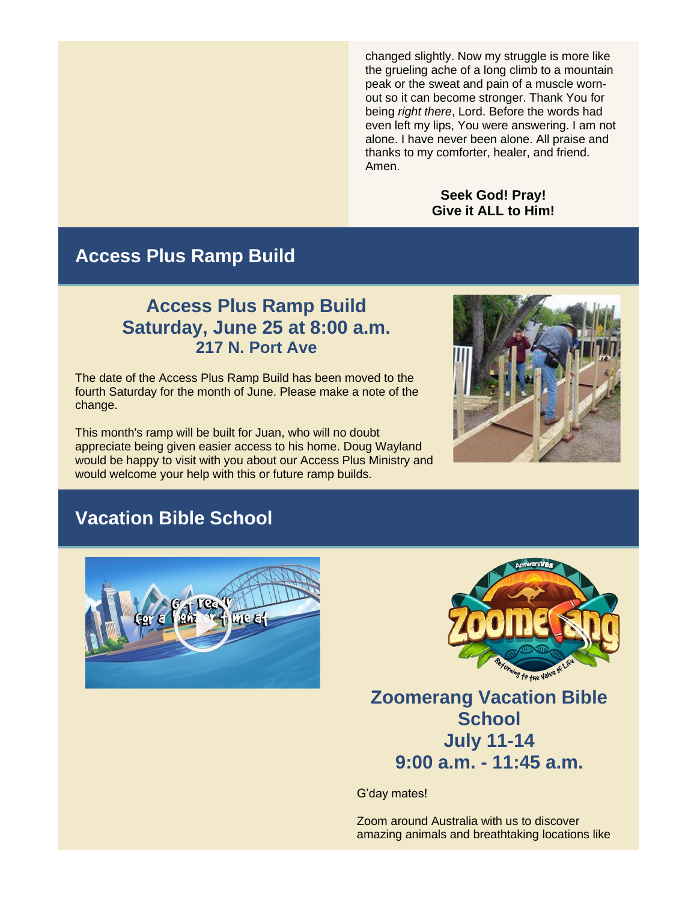changed slightly. Now my struggle is more like the grueling ache of a long climb to a mountain peak or the sweat and pain of a muscle worn-out so it can become stronger. Thank You for being *right there*, Lord. Before the words had even left my lips, You were answering. I am not alone. I have never been alone. All praise and thanks to my comforter, healer, and friend. Amen.

**Seek God! Pray!**
**Give it ALL to Him!**

## Access Plus Ramp Build

### Access Plus Ramp Build
### Saturday, June 25 at 8:00 a.m.
### 217 N. Port Ave

The date of the Access Plus Ramp Build has been moved to the fourth Saturday for the month of June. Please make a note of the change.

This month's ramp will be built for Juan, who will no doubt appreciate being given easier access to his home. Doug Wayland would be happy to visit with you about our Access Plus Ministry and would welcome your help with this or future ramp builds.

## Vacation Bible School

### Zoomerang Vacation Bible School
### July 11-14
### 9:00 a.m. - 11:45 a.m.

G'day mates!

Zoom around Australia with us to discover amazing animals and breathtaking locations like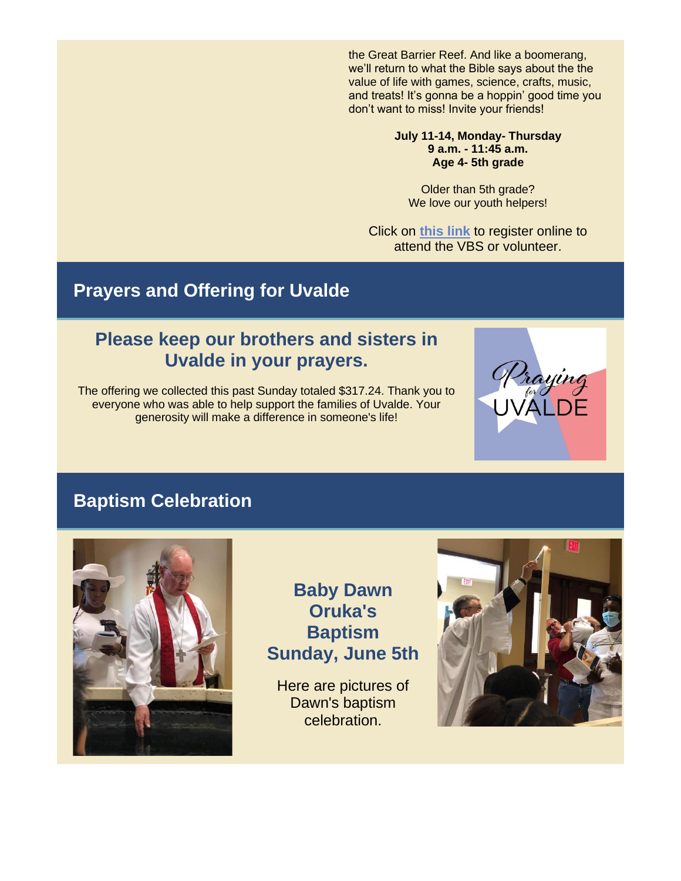the Great Barrier Reef. And like a boomerang, we'll return to what the Bible says about the the value of life with games, science, crafts, music, and treats! It's gonna be a hoppin' good time you don't want to miss! Invite your friends!

**July 11-14, Monday- Thursday**
**9 a.m. - 11:45 a.m.**
**Age 4- 5th grade**

Older than 5th grade?
We love our youth helpers!

Click on **this link** to register online to attend the VBS or volunteer.

## Prayers and Offering for Uvalde

### Please keep our brothers and sisters in Uvalde in your prayers.

The offering we collected this past Sunday totaled $317.24. Thank you to everyone who was able to help support the families of Uvalde. Your generosity will make a difference in someone's life!

## Baptism Celebration

### Baby Dawn Oruka's Baptism Sunday, June 5th

Here are pictures of Dawn's baptism celebration.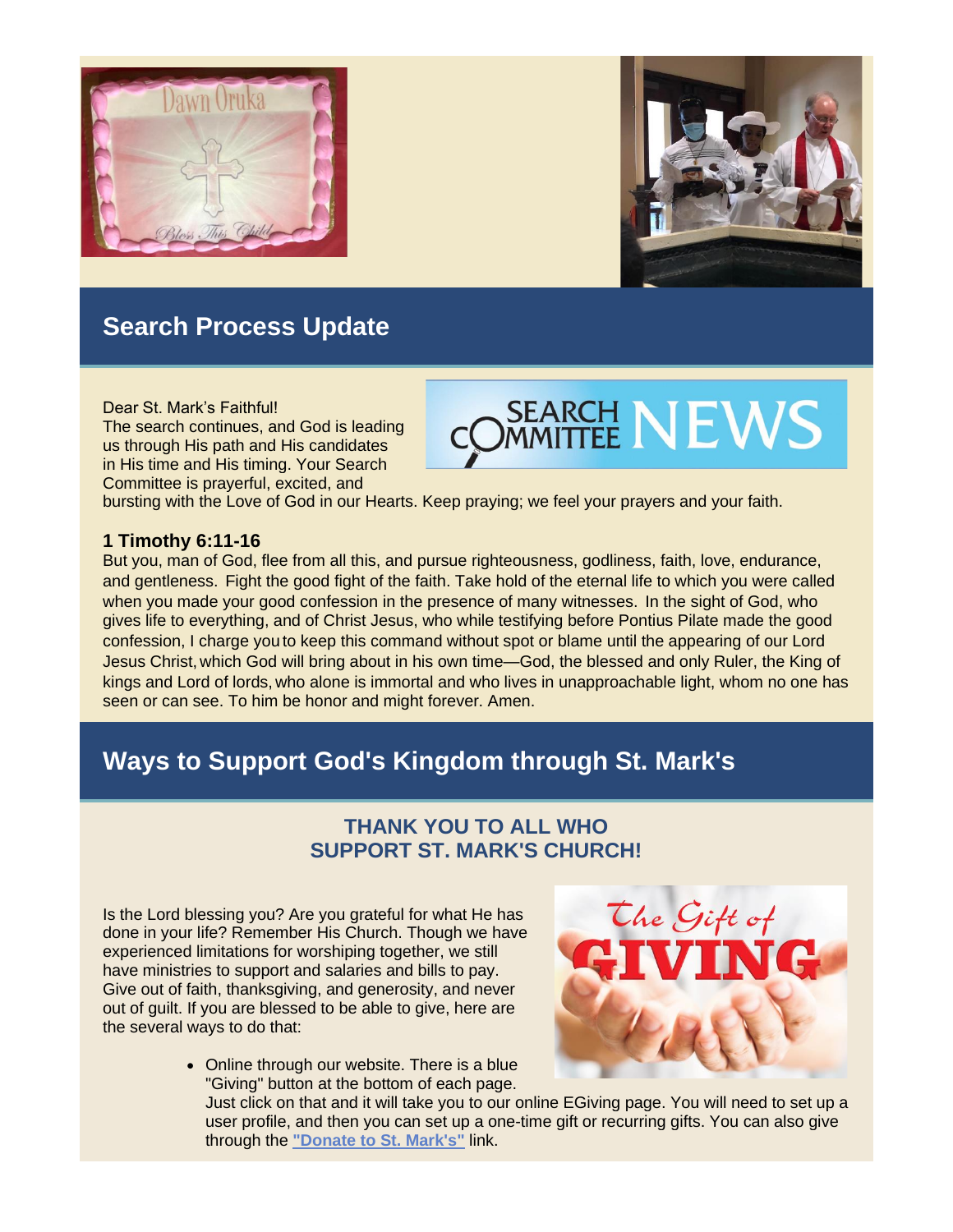## Search Process Update

Dear St. Mark's Faithful!
The search continues, and God is leading us through His path and His candidates in His time and His timing. Your Search Committee is prayerful, excited, and bursting with the Love of God in our Hearts. Keep praying; we feel your prayers and your faith.

**1 Timothy 6:11-16**
But you, man of God, flee from all this, and pursue righteousness, godliness, faith, love, endurance, and gentleness. Fight the good fight of the faith. Take hold of the eternal life to which you were called when you made your good confession in the presence of many witnesses. In the sight of God, who gives life to everything, and of Christ Jesus, who while testifying before Pontius Pilate made the good confession, I charge you to keep this command without spot or blame until the appearing of our Lord Jesus Christ, which God will bring about in his own time—God, the blessed and only Ruler, the King of kings and Lord of lords, who alone is immortal and who lives in unapproachable light, whom no one has seen or can see. To him be honor and might forever. Amen.

## Ways to Support God's Kingdom through St. Mark's

### THANK YOU TO ALL WHO SUPPORT ST. MARK'S CHURCH!

Is the Lord blessing you? Are you grateful for what He has done in your life? Remember His Church. Though we have experienced limitations for worshiping together, we still have ministries to support and salaries and bills to pay. Give out of faith, thanksgiving, and generosity, and never out of guilt. If you are blessed to be able to give, here are the several ways to do that:

- Online through our website. There is a blue "Giving" button at the bottom of each page. Just click on that and it will take you to our online EGiving page. You will need to set up a user profile, and then you can set up a one-time gift or recurring gifts. You can also give through the **"Donate to St. Mark's"** link.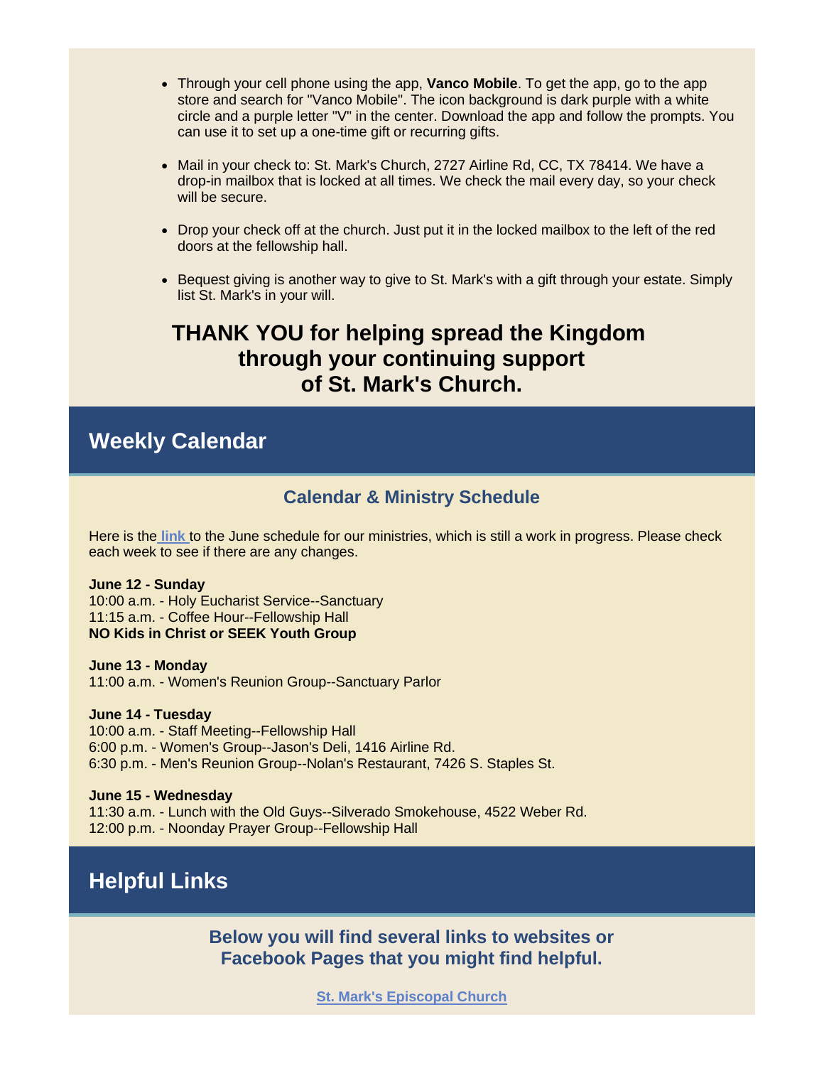- Through your cell phone using the app, **Vanco Mobile**. To get the app, go to the app store and search for "Vanco Mobile". The icon background is dark purple with a white circle and a purple letter "V" in the center. Download the app and follow the prompts. You can use it to set up a one-time gift or recurring gifts.
- Mail in your check to: St. Mark's Church, 2727 Airline Rd, CC, TX 78414. We have a drop-in mailbox that is locked at all times. We check the mail every day, so your check will be secure.
- Drop your check off at the church. Just put it in the locked mailbox to the left of the red doors at the fellowship hall.
- Bequest giving is another way to give to St. Mark's with a gift through your estate. Simply list St. Mark's in your will.

## THANK YOU for helping spread the Kingdom through your continuing support of St. Mark's Church.

# Weekly Calendar

## Calendar & Ministry Schedule

Here is the link to the June schedule for our ministries, which is still a work in progress. Please check each week to see if there are any changes.

**June 12 - Sunday**
10:00 a.m. - Holy Eucharist Service--Sanctuary
11:15 a.m. - Coffee Hour--Fellowship Hall
**NO Kids in Christ or SEEK Youth Group**

**June 13 - Monday**
11:00 a.m. - Women's Reunion Group--Sanctuary Parlor

**June 14 - Tuesday**
10:00 a.m. - Staff Meeting--Fellowship Hall
6:00 p.m. - Women's Group--Jason's Deli, 1416 Airline Rd.
6:30 p.m. - Men's Reunion Group--Nolan's Restaurant, 7426 S. Staples St.

**June 15 - Wednesday**
11:30 a.m. - Lunch with the Old Guys--Silverado Smokehouse, 4522 Weber Rd.
12:00 p.m. - Noonday Prayer Group--Fellowship Hall

# Helpful Links

## Below you will find several links to websites or Facebook Pages that you might find helpful.

**St. Mark's Episcopal Church**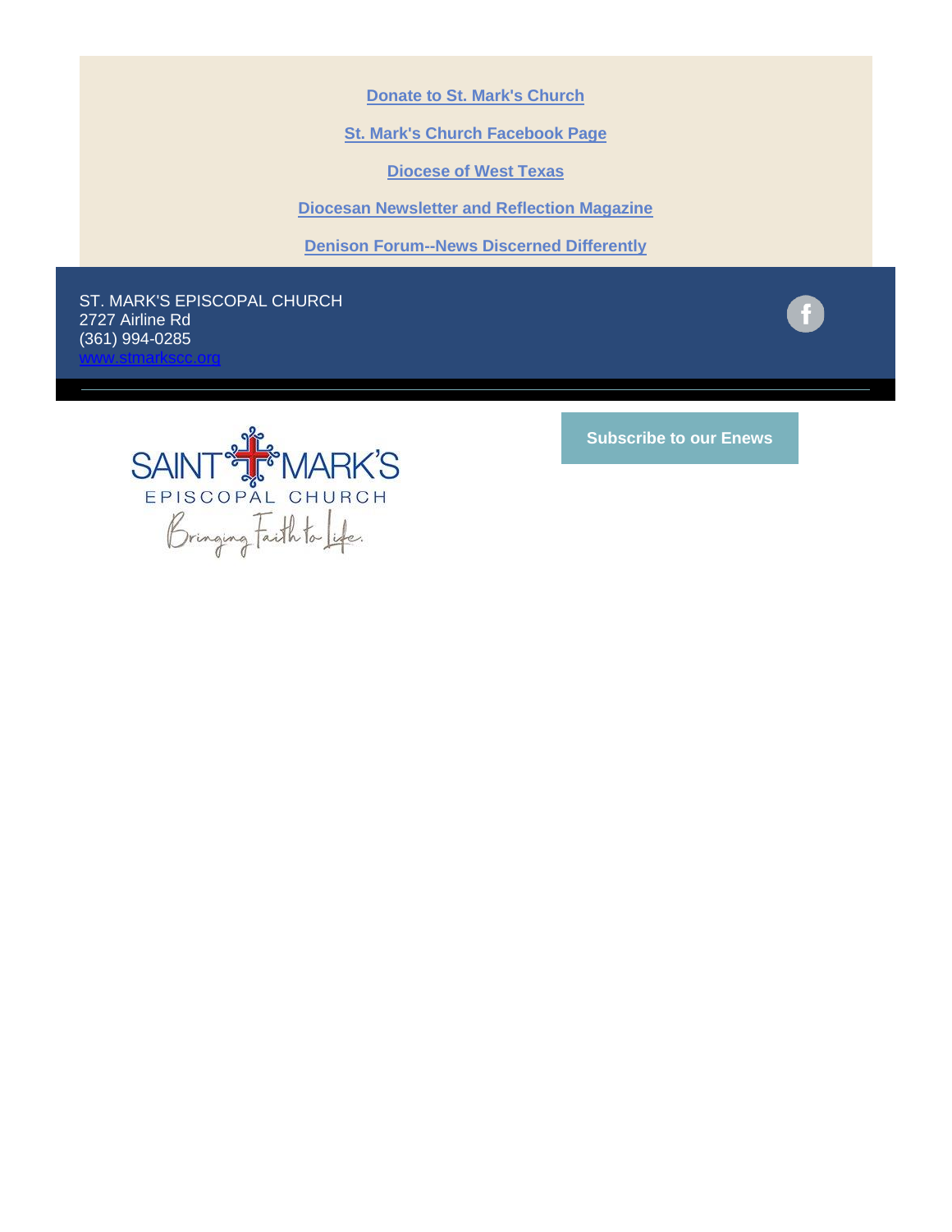**Donate to St. Mark's Church**

**St. Mark's Church Facebook Page**

**Diocese of West Texas**

**Diocesan Newsletter and Reflection Magazine**

**Denison Forum--News Discerned Differently**

ST. MARK'S EPISCOPAL CHURCH
2727 Airline Rd
(361) 994-0285
www.stmarkscc.org

SAINT MARK'S
EPISCOPAL CHURCH
Bringing Faith to Life.

**Subscribe to our Enews**